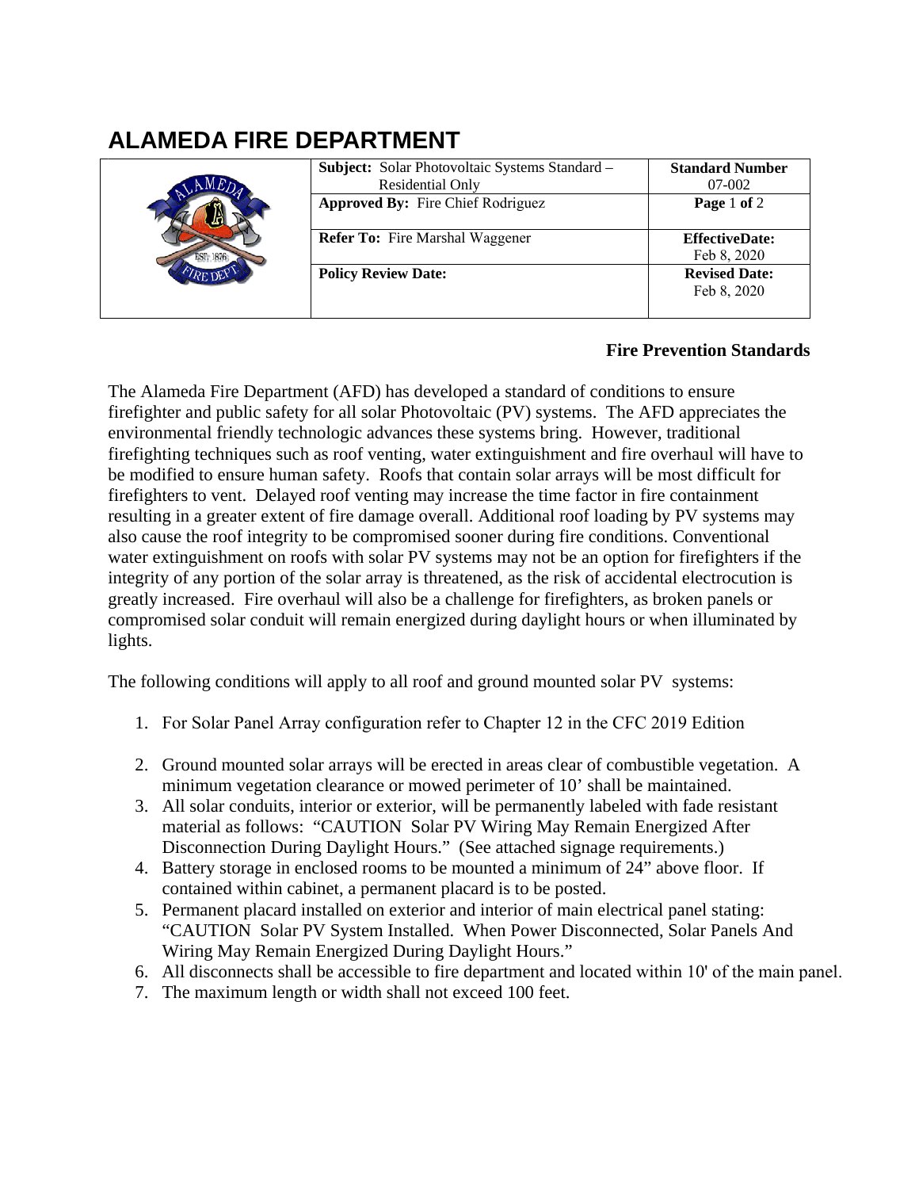# ALAMEDA FIRE DEPARTMENT

| | Subject: Solar Photovoltaic Systems Standard – Residential Only | Standard Number 07-002 |
|---|---|---|
| | **Approved By:** Fire Chief Rodriguez | **Page** 1 **of** 2 |
| | **Refer To:** Fire Marshal Waggener | **EffectiveDate:** Feb 8, 2020 |
| | **Policy Review Date:** | **Revised Date:** Feb 8, 2020 |

**Fire Prevention Standards**

The Alameda Fire Department (AFD) has developed a standard of conditions to ensure firefighter and public safety for all solar Photovoltaic (PV) systems. The AFD appreciates the environmental friendly technologic advances these systems bring. However, traditional firefighting techniques such as roof venting, water extinguishment and fire overhaul will have to be modified to ensure human safety. Roofs that contain solar arrays will be most difficult for firefighters to vent. Delayed roof venting may increase the time factor in fire containment resulting in a greater extent of fire damage overall. Additional roof loading by PV systems may also cause the roof integrity to be compromised sooner during fire conditions. Conventional water extinguishment on roofs with solar PV systems may not be an option for firefighters if the integrity of any portion of the solar array is threatened, as the risk of accidental electrocution is greatly increased. Fire overhaul will also be a challenge for firefighters, as broken panels or compromised solar conduit will remain energized during daylight hours or when illuminated by lights.

The following conditions will apply to all roof and ground mounted solar PV systems:

1. For Solar Panel Array configuration refer to Chapter 12 in the CFC 2019 Edition
2. Ground mounted solar arrays will be erected in areas clear of combustible vegetation. A minimum vegetation clearance or mowed perimeter of 10’ shall be maintained.
3. All solar conduits, interior or exterior, will be permanently labeled with fade resistant material as follows: “CAUTION Solar PV Wiring May Remain Energized After Disconnection During Daylight Hours.” (See attached signage requirements.)
4. Battery storage in enclosed rooms to be mounted a minimum of 24” above floor. If contained within cabinet, a permanent placard is to be posted.
5. Permanent placard installed on exterior and interior of main electrical panel stating: “CAUTION Solar PV System Installed. When Power Disconnected, Solar Panels And Wiring May Remain Energized During Daylight Hours.”
6. All disconnects shall be accessible to fire department and located within 10' of the main panel.
7. The maximum length or width shall not exceed 100 feet.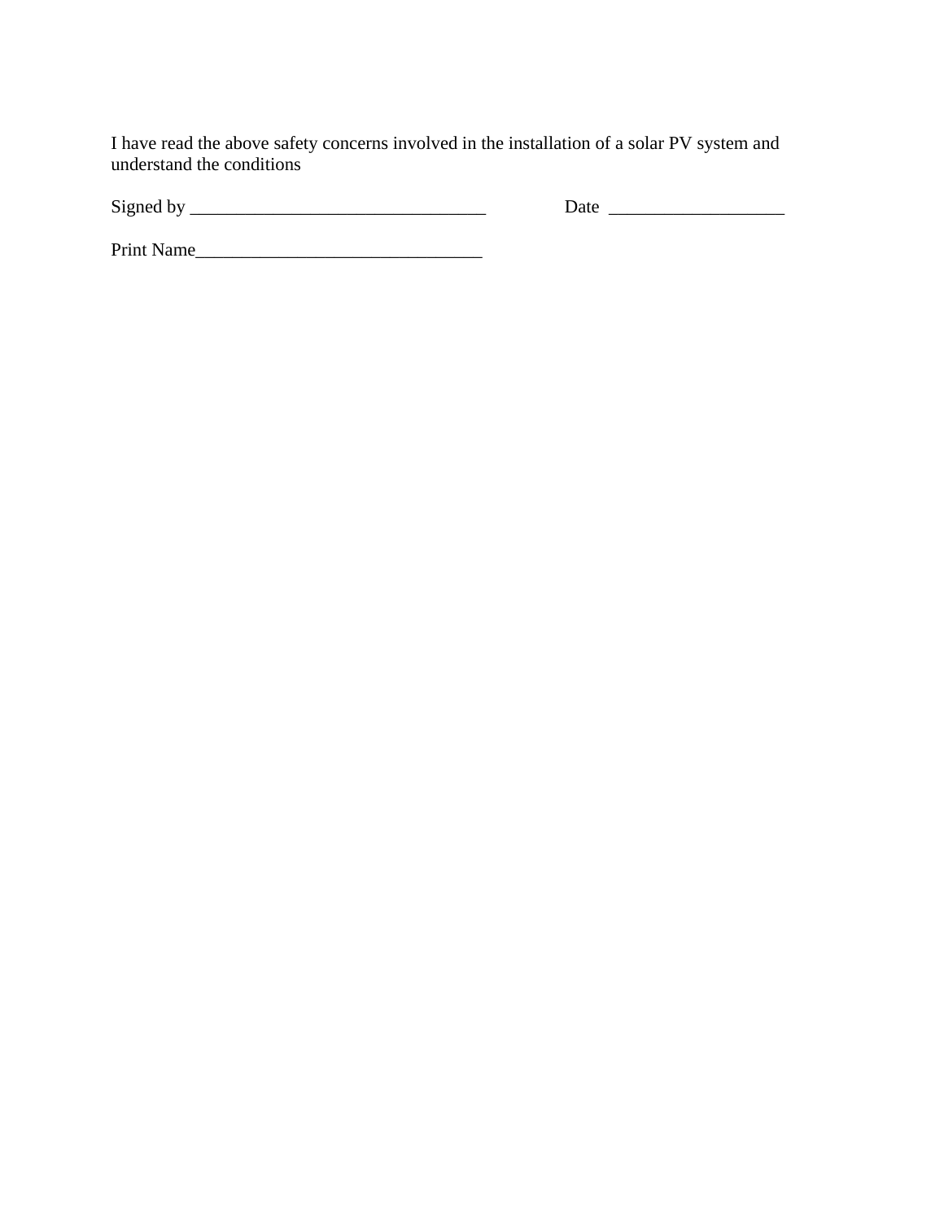I have read the above safety concerns involved in the installation of a solar PV system and understand the conditions

Signed by ________________________________ Date ___________________

Print Name_______________________________